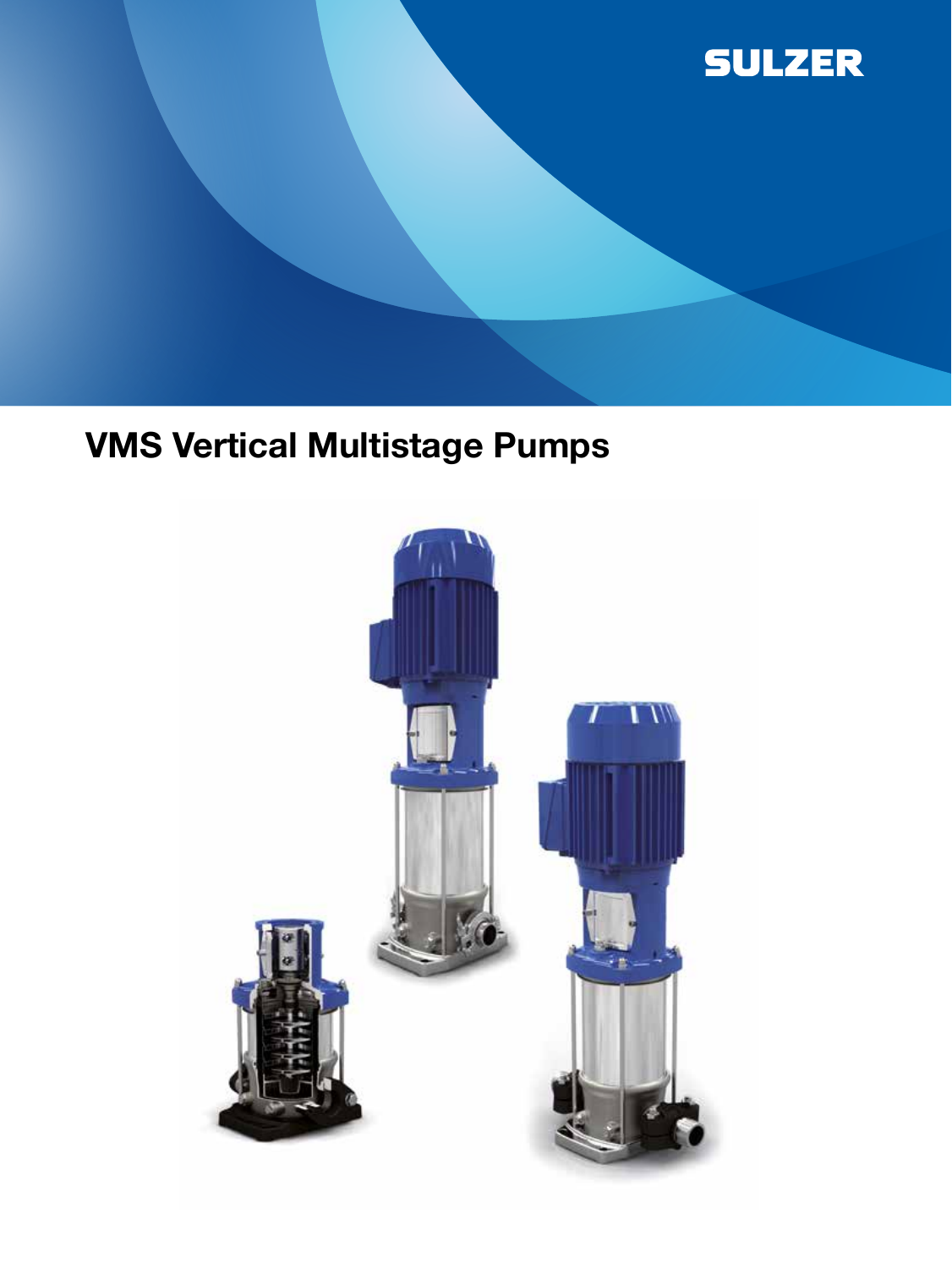SULZER

# VMS Vertical Multistage Pumps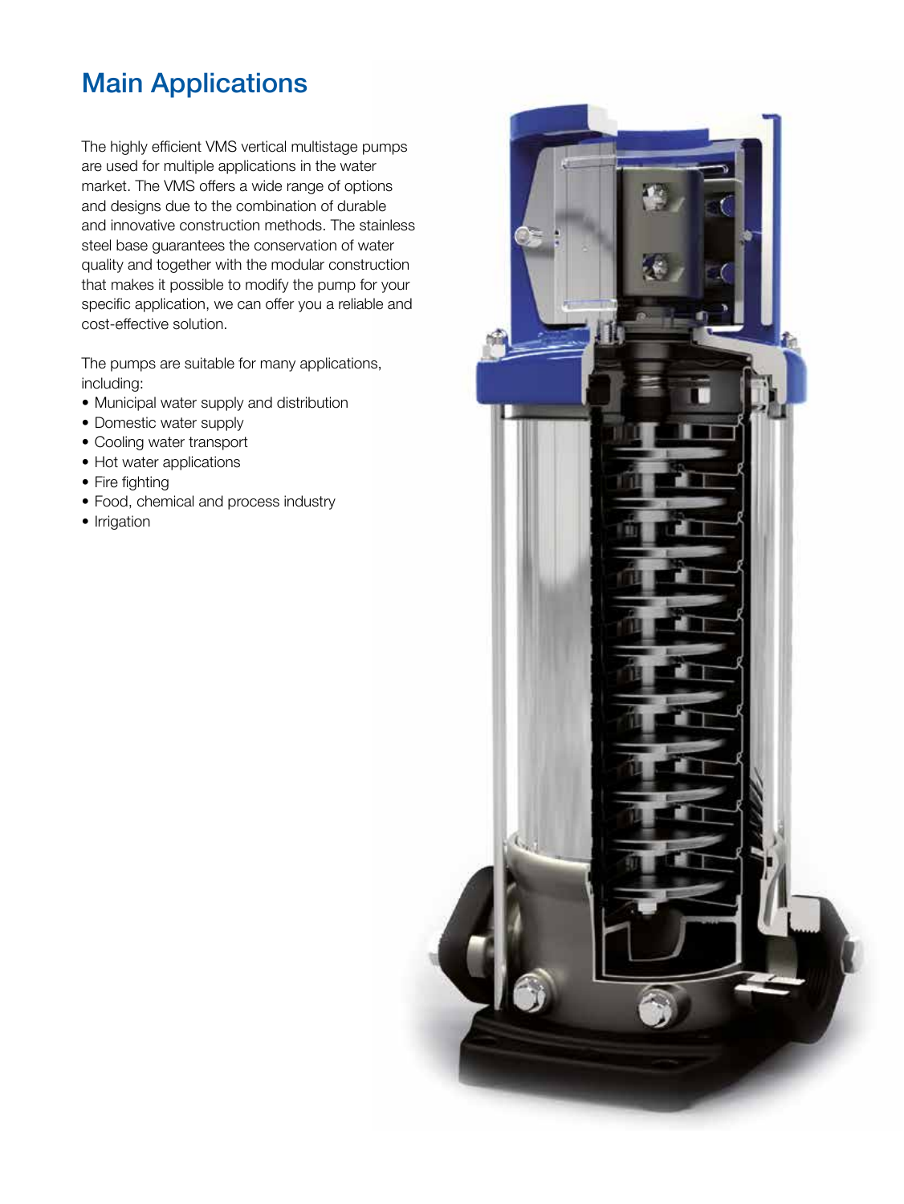# Main Applications

The highly efficient VMS vertical multistage pumps are used for multiple applications in the water market. The VMS offers a wide range of options and designs due to the combination of durable and innovative construction methods. The stainless steel base guarantees the conservation of water quality and together with the modular construction that makes it possible to modify the pump for your specific application, we can offer you a reliable and cost-effective solution.

The pumps are suitable for many applications, including:

- Municipal water supply and distribution
- Domestic water supply
- Cooling water transport
- Hot water applications
- Fire fighting
- Food, chemical and process industry
- Irrigation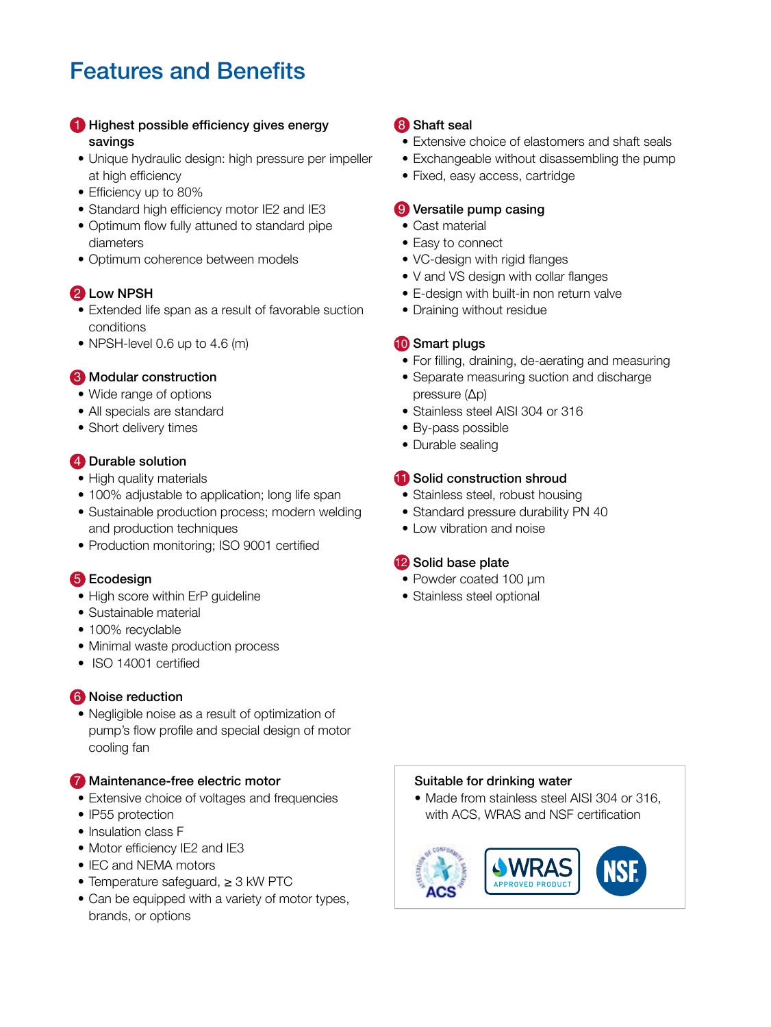# Features and Benefits

### 1 Highest possible efficiency gives energy savings

- Unique hydraulic design: high pressure per impeller at high efficiency
- Efficiency up to 80%
- Standard high efficiency motor IE2 and IE3
- Optimum flow fully attuned to standard pipe diameters
- Optimum coherence between models

### 2 Low NPSH

- Extended life span as a result of favorable suction conditions
- NPSH-level 0.6 up to 4.6 (m)

### 3 Modular construction

- Wide range of options
- All specials are standard
- Short delivery times

### 4 Durable solution

- High quality materials
- 100% adjustable to application; long life span
- Sustainable production process; modern welding and production techniques
- Production monitoring; ISO 9001 certified

### 5 Ecodesign

- High score within ErP guideline
- Sustainable material
- 100% recyclable
- Minimal waste production process
- ISO 14001 certified

### 6 Noise reduction

- Negligible noise as a result of optimization of pump's flow profile and special design of motor cooling fan

### 7 Maintenance-free electric motor

- Extensive choice of voltages and frequencies
- IP55 protection
- Insulation class F
- Motor efficiency IE2 and IE3
- IEC and NEMA motors
- Temperature safeguard, ≥ 3 kW PTC
- Can be equipped with a variety of motor types, brands, or options

### 8 Shaft seal

- Extensive choice of elastomers and shaft seals
- Exchangeable without disassembling the pump
- Fixed, easy access, cartridge

### 9 Versatile pump casing

- Cast material
- Easy to connect
- VC-design with rigid flanges
- V and VS design with collar flanges
- E-design with built-in non return valve
- Draining without residue

### 10 Smart plugs

- For filling, draining, de-aerating and measuring
- Separate measuring suction and discharge pressure (Δp)
- Stainless steel AISI 304 or 316
- By-pass possible
- Durable sealing

### 11 Solid construction shroud

- Stainless steel, robust housing
- Standard pressure durability PN 40
- Low vibration and noise

### 12 Solid base plate

- Powder coated 100 µm
- Stainless steel optional

**Suitable for drinking water**

- Made from stainless steel AISI 304 or 316, with ACS, WRAS and NSF certification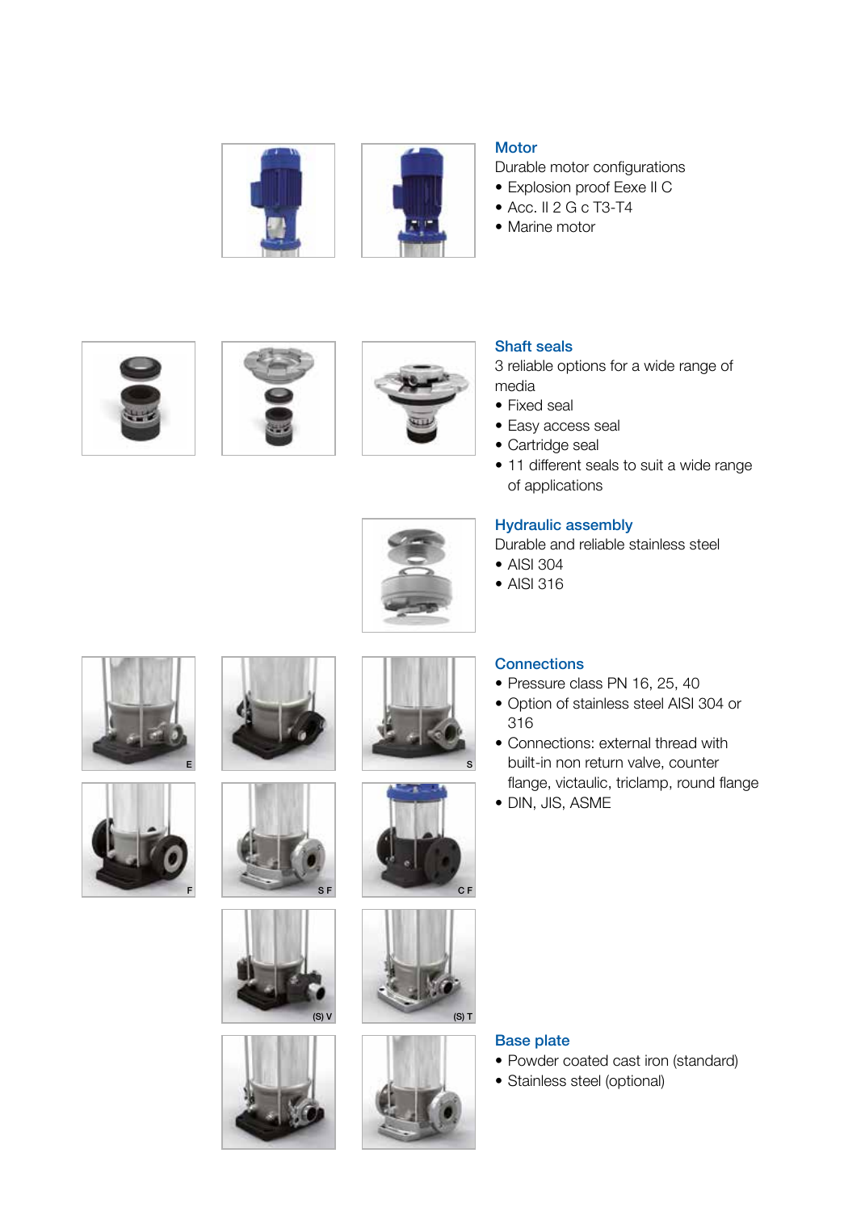## Motor

Durable motor configurations

- Explosion proof Eexe II C
- Acc. II 2 G c T3-T4
- Marine motor

## Shaft seals

3 reliable options for a wide range of media

- Fixed seal
- Easy access seal
- Cartridge seal
- 11 different seals to suit a wide range of applications

## Hydraulic assembly

Durable and reliable stainless steel

- AISI 304
- AISI 316

## Connections

- Pressure class PN 16, 25, 40
- Option of stainless steel AISI 304 or 316
- Connections: external thread with built-in non return valve, counter flange, victaulic, triclamp, round flange
- DIN, JIS, ASME

E

S

F

SF

CF

(S) V

(S) T

## Base plate

- Powder coated cast iron (standard)
- Stainless steel (optional)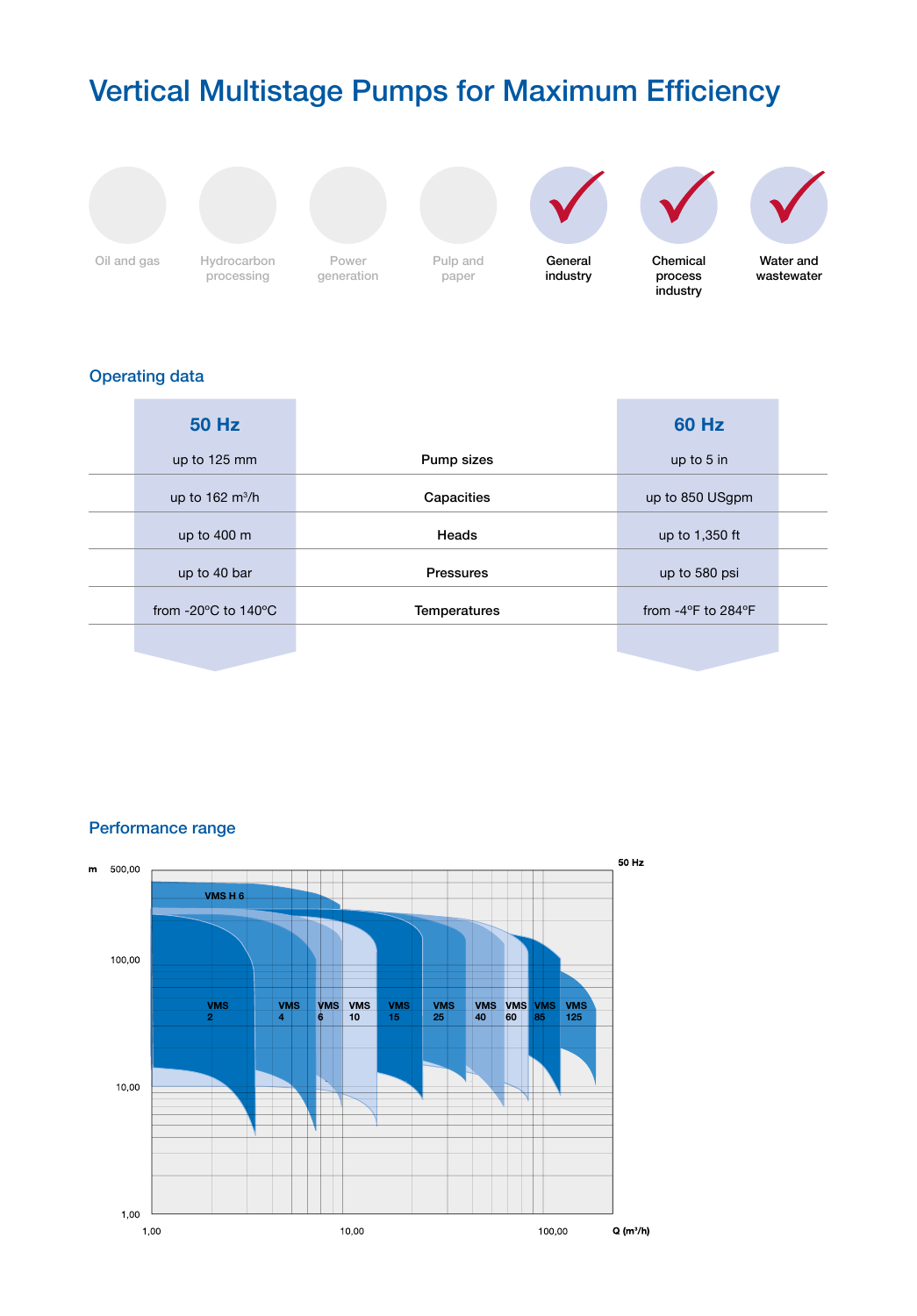# Vertical Multistage Pumps for Maximum Efficiency

Oil and gas | Hydrocarbon processing | Power generation | Pulp and paper | ✓ General industry | ✓ Chemical process industry | ✓ Water and wastewater

## Operating data

| 50 Hz | | 60 Hz |
|---|---|---|
| up to 125 mm | Pump sizes | up to 5 in |
| up to 162 m³/h | Capacities | up to 850 USgpm |
| up to 400 m | Heads | up to 1,350 ft |
| up to 40 bar | Pressures | up to 580 psi |
| from -20°C to 140°C | Temperatures | from -4°F to 284°F |

## Performance range

50 Hz

m: 500,00 / 100,00 / 10,00 / 1,00

VMS H 6

VMS 2, VMS 4, VMS 6, VMS 10, VMS 15, VMS 25, VMS 40, VMS 60, VMS 85, VMS 125

1,00 / 10,00 / 100,00 — Q (m³/h)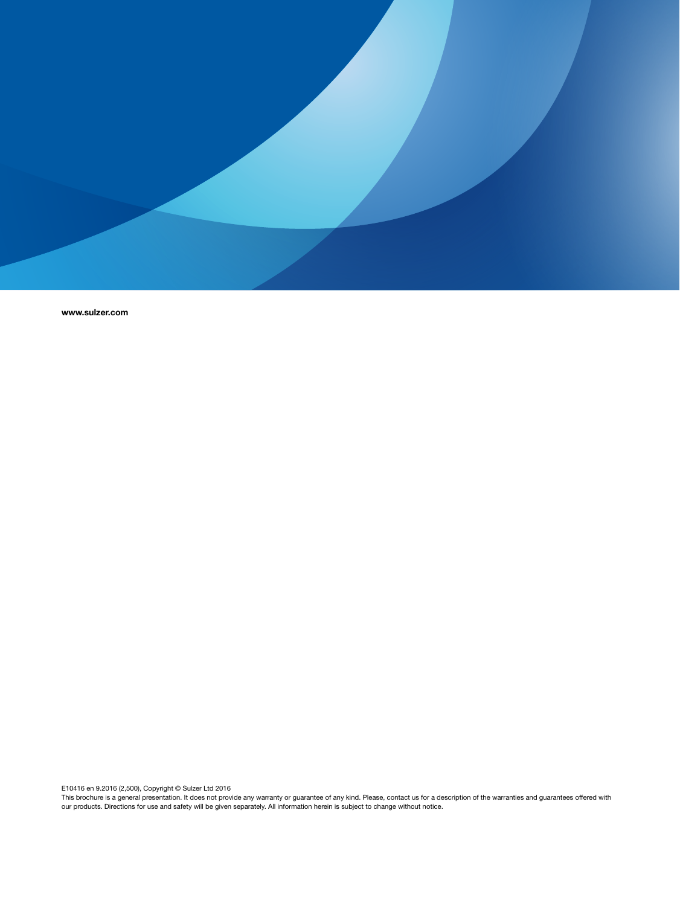**www.sulzer.com**

E10416 en 9.2016 (2,500), Copyright © Sulzer Ltd 2016
This brochure is a general presentation. It does not provide any warranty or guarantee of any kind. Please, contact us for a description of the warranties and guarantees offered with our products. Directions for use and safety will be given separately. All information herein is subject to change without notice.